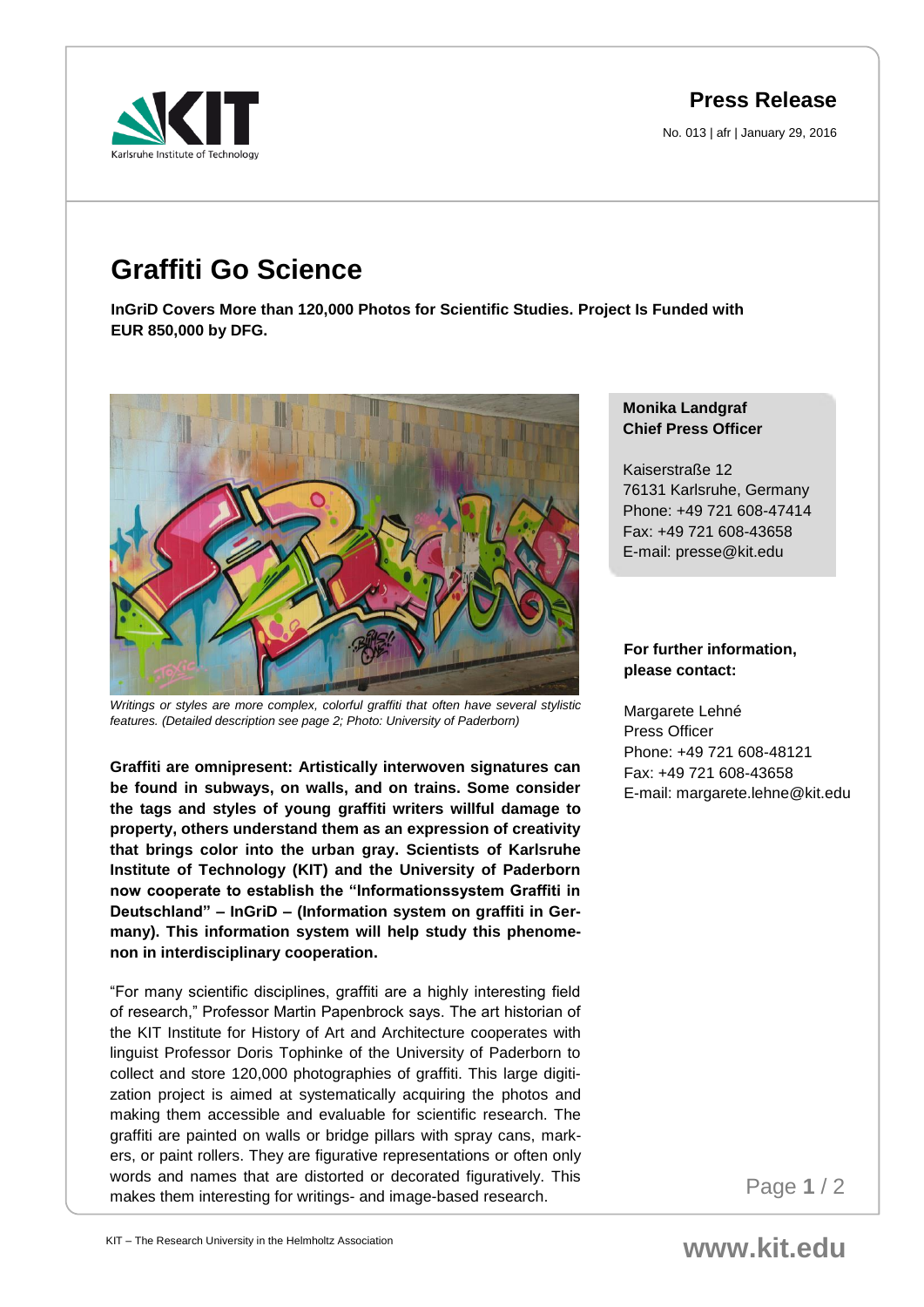**Press Release**

No. 013 | afr | January 29, 2016

# Graffiti Go Science

**InGriD Covers More than 120,000 Photos for Scientific Studies. Project Is Funded with EUR 850,000 by DFG.**

*Writings or styles are more complex, colorful graffiti that often have several stylistic features. (Detailed description see page 2; Photo: University of Paderborn)*

**Graffiti are omnipresent: Artistically interwoven signatures can be found in subways, on walls, and on trains. Some consider the tags and styles of young graffiti writers willful damage to property, others understand them as an expression of creativity that brings color into the urban gray. Scientists of Karlsruhe Institute of Technology (KIT) and the University of Paderborn now cooperate to establish the "Informationssystem Graffiti in Deutschland" – InGriD – (Information system on graffiti in Germany). This information system will help study this phenomenon in interdisciplinary cooperation.**

"For many scientific disciplines, graffiti are a highly interesting field of research," Professor Martin Papenbrock says. The art historian of the KIT Institute for History of Art and Architecture cooperates with linguist Professor Doris Tophinke of the University of Paderborn to collect and store 120,000 photographies of graffiti. This large digitization project is aimed at systematically acquiring the photos and making them accessible and evaluable for scientific research. The graffiti are painted on walls or bridge pillars with spray cans, markers, or paint rollers. They are figurative representations or often only words and names that are distorted or decorated figuratively. This makes them interesting for writings- and image-based research.

**Monika Landgraf**
**Chief Press Officer**

Kaiserstraße 12
76131 Karlsruhe, Germany
Phone: +49 721 608-47414
Fax: +49 721 608-43658
E-mail: presse@kit.edu

**For further information, please contact:**

Margarete Lehné
Press Officer
Phone: +49 721 608-48121
Fax: +49 721 608-43658
E-mail: margarete.lehne@kit.edu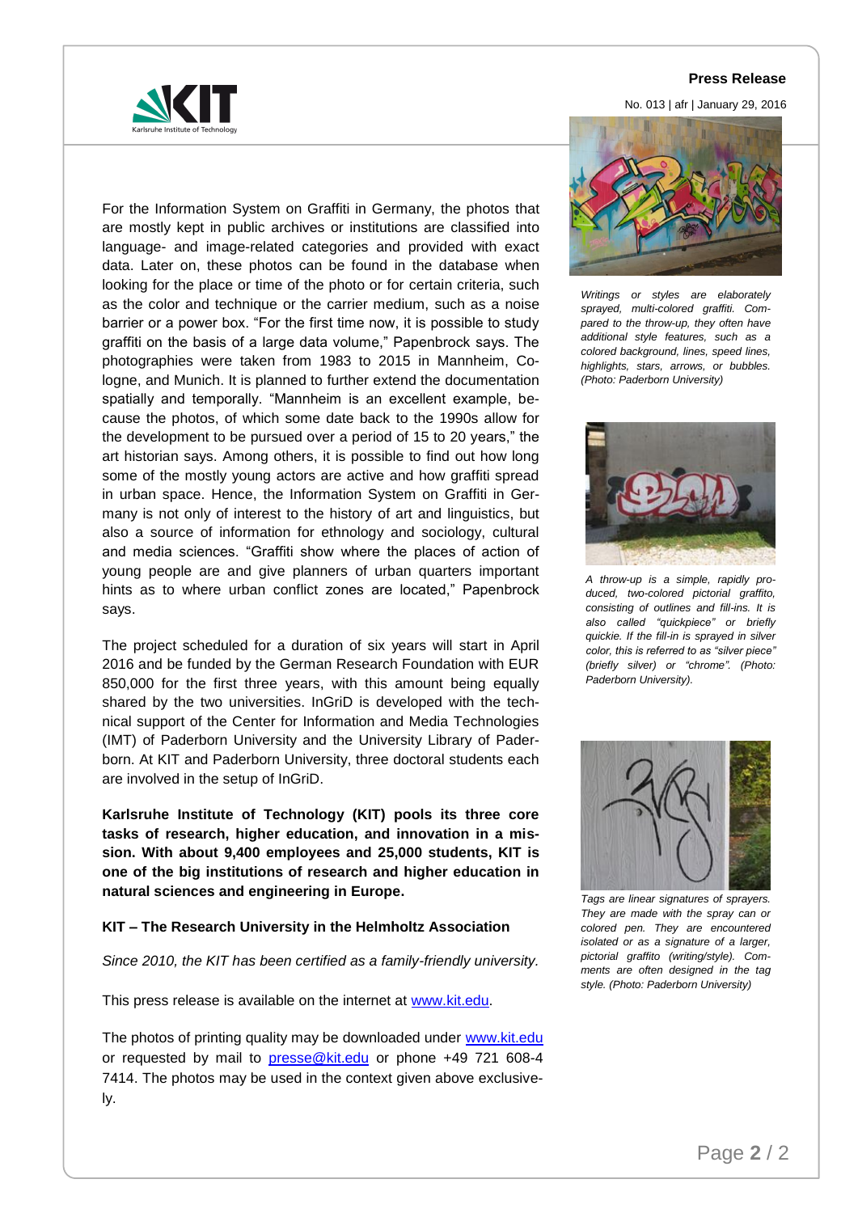For the Information System on Graffiti in Germany, the photos that are mostly kept in public archives or institutions are classified into language- and image-related categories and provided with exact data. Later on, these photos can be found in the database when looking for the place or time of the photo or for certain criteria, such as the color and technique or the carrier medium, such as a noise barrier or a power box. "For the first time now, it is possible to study graffiti on the basis of a large data volume," Papenbrock says. The photographies were taken from 1983 to 2015 in Mannheim, Cologne, and Munich. It is planned to further extend the documentation spatially and temporally. "Mannheim is an excellent example, because the photos, of which some date back to the 1990s allow for the development to be pursued over a period of 15 to 20 years," the art historian says. Among others, it is possible to find out how long some of the mostly young actors are active and how graffiti spread in urban space. Hence, the Information System on Graffiti in Germany is not only of interest to the history of art and linguistics, but also a source of information for ethnology and sociology, cultural and media sciences. "Graffiti show where the places of action of young people are and give planners of urban quarters important hints as to where urban conflict zones are located," Papenbrock says.

The project scheduled for a duration of six years will start in April 2016 and be funded by the German Research Foundation with EUR 850,000 for the first three years, with this amount being equally shared by the two universities. InGriD is developed with the technical support of the Center for Information and Media Technologies (IMT) of Paderborn University and the University Library of Paderborn. At KIT and Paderborn University, three doctoral students each are involved in the setup of InGriD.

**Karlsruhe Institute of Technology (KIT) pools its three core tasks of research, higher education, and innovation in a mission. With about 9,400 employees and 25,000 students, KIT is one of the big institutions of research and higher education in natural sciences and engineering in Europe.**

**KIT – The Research University in the Helmholtz Association**

*Since 2010, the KIT has been certified as a family-friendly university.*

This press release is available on the internet at www.kit.edu.

The photos of printing quality may be downloaded under www.kit.edu or requested by mail to presse@kit.edu or phone +49 721 608-4 7414. The photos may be used in the context given above exclusively.

*Writings or styles are elaborately sprayed, multi-colored graffiti. Compared to the throw-up, they often have additional style features, such as a colored background, lines, speed lines, highlights, stars, arrows, or bubbles. (Photo: Paderborn University)*

*A throw-up is a simple, rapidly produced, two-colored pictorial graffito, consisting of outlines and fill-ins. It is also called "quickpiece" or briefly quickie. If the fill-in is sprayed in silver color, this is referred to as "silver piece" (briefly silver) or "chrome". (Photo: Paderborn University).*

*Tags are linear signatures of sprayers. They are made with the spray can or colored pen. They are encountered isolated or as a signature of a larger, pictorial graffito (writing/style). Comments are often designed in the tag style. (Photo: Paderborn University)*